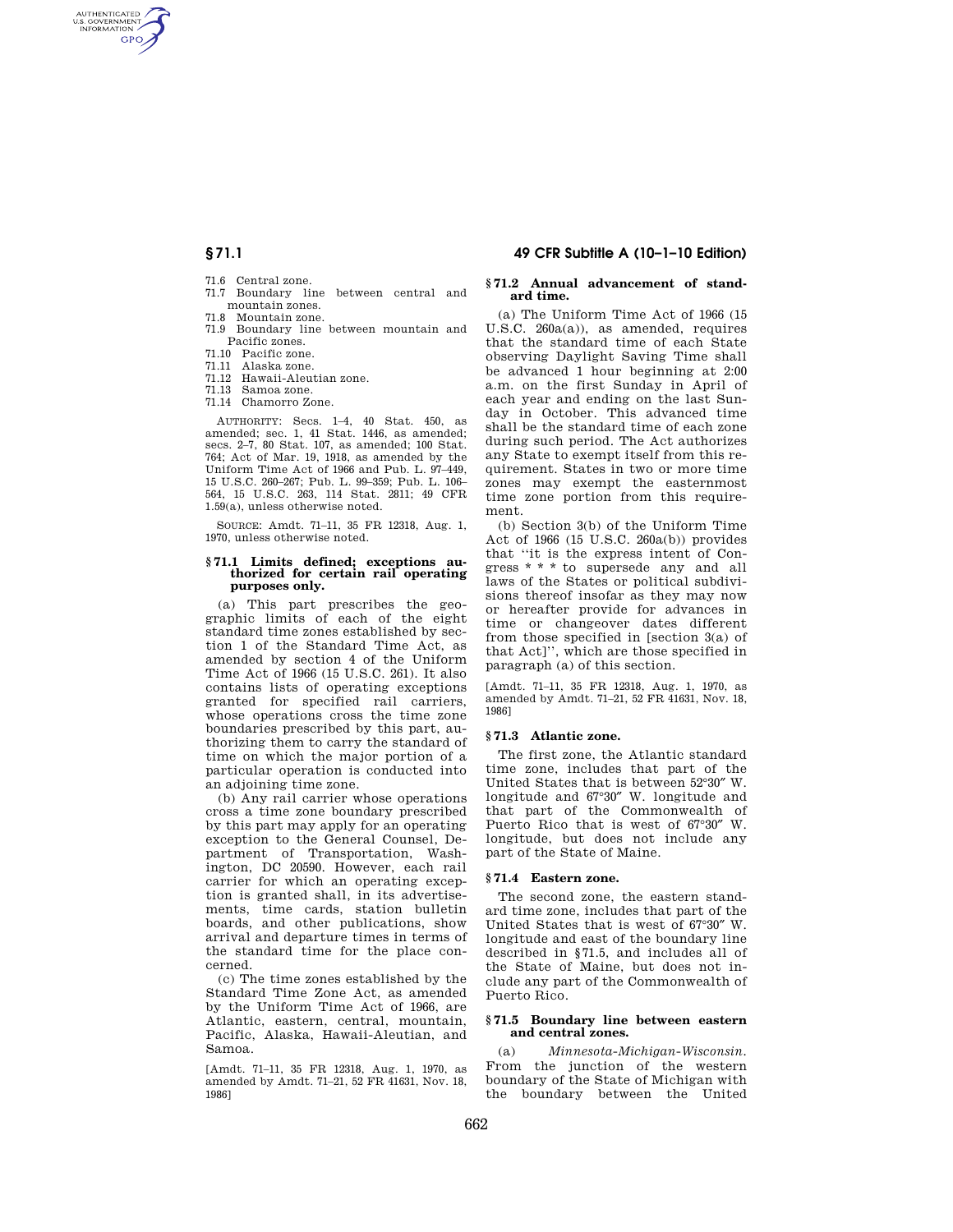71.6 Central zone.
71.7 Boundary line between central and mountain zones.
71.8 Mountain zone.
71.9 Boundary line between mountain and Pacific zones.
71.10 Pacific zone.
71.11 Alaska zone.
71.12 Hawaii-Aleutian zone.
71.13 Samoa zone.
71.14 Chamorro Zone.

AUTHORITY: Secs. 1–4, 40 Stat. 450, as amended; sec. 1, 41 Stat. 1446, as amended; secs. 2–7, 80 Stat. 107, as amended; 100 Stat. 764; Act of Mar. 19, 1918, as amended by the Uniform Time Act of 1966 and Pub. L. 97–449, 15 U.S.C. 260–267; Pub. L. 99–359; Pub. L. 106–564, 15 U.S.C. 263, 114 Stat. 2811; 49 CFR 1.59(a), unless otherwise noted.

SOURCE: Amdt. 71–11, 35 FR 12318, Aug. 1, 1970, unless otherwise noted.

### § 71.1 Limits defined; exceptions authorized for certain rail operating purposes only.

(a) This part prescribes the geographic limits of each of the eight standard time zones established by section 1 of the Standard Time Act, as amended by section 4 of the Uniform Time Act of 1966 (15 U.S.C. 261). It also contains lists of operating exceptions granted for specified rail carriers, whose operations cross the time zone boundaries prescribed by this part, authorizing them to carry the standard of time on which the major portion of a particular operation is conducted into an adjoining time zone.

(b) Any rail carrier whose operations cross a time zone boundary prescribed by this part may apply for an operating exception to the General Counsel, Department of Transportation, Washington, DC 20590. However, each rail carrier for which an operating exception is granted shall, in its advertisements, time cards, station bulletin boards, and other publications, show arrival and departure times in terms of the standard time for the place concerned.

(c) The time zones established by the Standard Time Zone Act, as amended by the Uniform Time Act of 1966, are Atlantic, eastern, central, mountain, Pacific, Alaska, Hawaii-Aleutian, and Samoa.

[Amdt. 71–11, 35 FR 12318, Aug. 1, 1970, as amended by Amdt. 71–21, 52 FR 41631, Nov. 18, 1986]

### § 71.2 Annual advancement of standard time.

(a) The Uniform Time Act of 1966 (15 U.S.C. 260a(a)), as amended, requires that the standard time of each State observing Daylight Saving Time shall be advanced 1 hour beginning at 2:00 a.m. on the first Sunday in April of each year and ending on the last Sunday in October. This advanced time shall be the standard time of each zone during such period. The Act authorizes any State to exempt itself from this requirement. States in two or more time zones may exempt the easternmost time zone portion from this requirement.

(b) Section 3(b) of the Uniform Time Act of 1966 (15 U.S.C. 260a(b)) provides that ''it is the express intent of Congress * * * to supersede any and all laws of the States or political subdivisions thereof insofar as they may now or hereafter provide for advances in time or changeover dates different from those specified in [section 3(a) of that Act]'', which are those specified in paragraph (a) of this section.

[Amdt. 71–11, 35 FR 12318, Aug. 1, 1970, as amended by Amdt. 71–21, 52 FR 41631, Nov. 18, 1986]

### § 71.3 Atlantic zone.

The first zone, the Atlantic standard time zone, includes that part of the United States that is between 52°30″ W. longitude and 67°30″ W. longitude and that part of the Commonwealth of Puerto Rico that is west of 67°30″ W. longitude, but does not include any part of the State of Maine.

### § 71.4 Eastern zone.

The second zone, the eastern standard time zone, includes that part of the United States that is west of 67°30″ W. longitude and east of the boundary line described in §71.5, and includes all of the State of Maine, but does not include any part of the Commonwealth of Puerto Rico.

### § 71.5 Boundary line between eastern and central zones.

(a) *Minnesota-Michigan-Wisconsin.* From the junction of the western boundary of the State of Michigan with the boundary between the United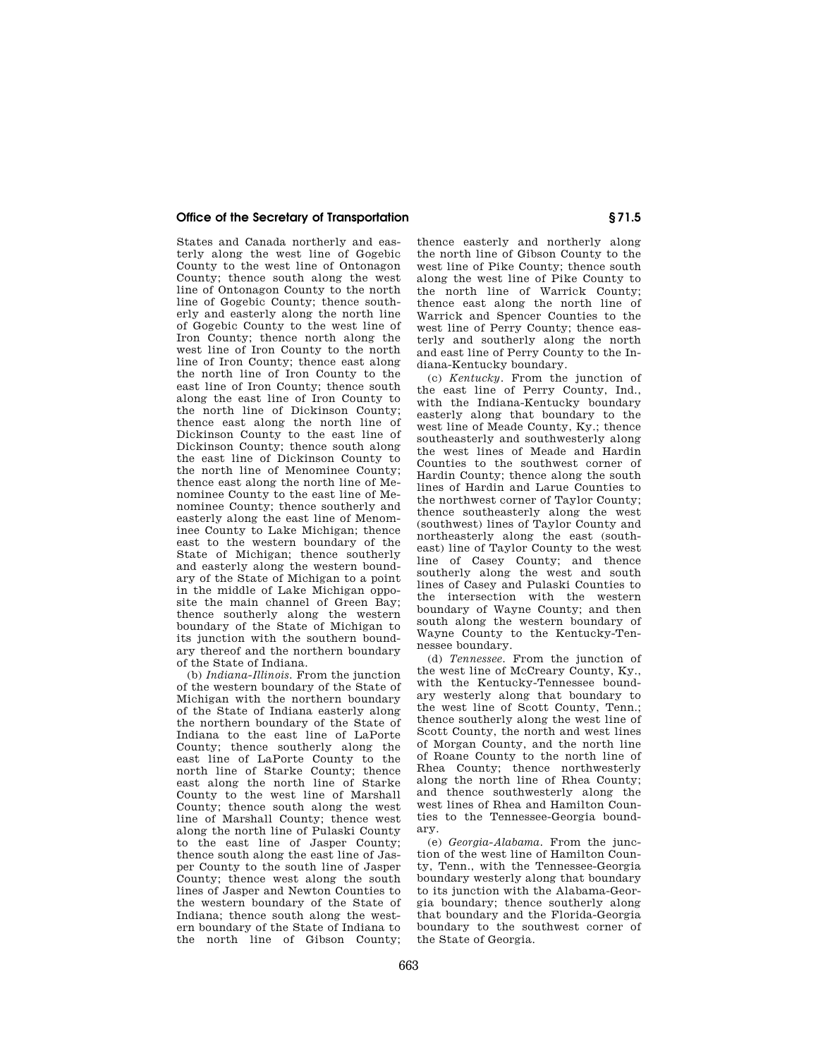States and Canada northerly and easterly along the west line of Gogebic County to the west line of Ontonagon County; thence south along the west line of Ontonagon County to the north line of Gogebic County; thence southerly and easterly along the north line of Gogebic County to the west line of Iron County; thence north along the west line of Iron County to the north line of Iron County; thence east along the north line of Iron County to the east line of Iron County; thence south along the east line of Iron County to the north line of Dickinson County; thence east along the north line of Dickinson County to the east line of Dickinson County; thence south along the east line of Dickinson County to the north line of Menominee County; thence east along the north line of Menominee County to the east line of Menominee County; thence southerly and easterly along the east line of Menominee County to Lake Michigan; thence east to the western boundary of the State of Michigan; thence southerly and easterly along the western boundary of the State of Michigan to a point in the middle of Lake Michigan opposite the main channel of Green Bay; thence southerly along the western boundary of the State of Michigan to its junction with the southern boundary thereof and the northern boundary of the State of Indiana.

(b) *Indiana-Illinois.* From the junction of the western boundary of the State of Michigan with the northern boundary of the State of Indiana easterly along the northern boundary of the State of Indiana to the east line of LaPorte County; thence southerly along the east line of LaPorte County to the north line of Starke County; thence east along the north line of Starke County to the west line of Marshall County; thence south along the west line of Marshall County; thence west along the north line of Pulaski County to the east line of Jasper County; thence south along the east line of Jasper County to the south line of Jasper County; thence west along the south lines of Jasper and Newton Counties to the western boundary of the State of Indiana; thence south along the western boundary of the State of Indiana to the north line of Gibson County; thence easterly and northerly along the north line of Gibson County to the west line of Pike County; thence south along the west line of Pike County to the north line of Warrick County; thence east along the north line of Warrick and Spencer Counties to the west line of Perry County; thence easterly and southerly along the north and east line of Perry County to the Indiana-Kentucky boundary.

(c) *Kentucky.* From the junction of the east line of Perry County, Ind., with the Indiana-Kentucky boundary easterly along that boundary to the west line of Meade County, Ky.; thence southeasterly and southwesterly along the west lines of Meade and Hardin Counties to the southwest corner of Hardin County; thence along the south lines of Hardin and Larue Counties to the northwest corner of Taylor County; thence southeasterly along the west (southwest) lines of Taylor County and northeasterly along the east (southeast) line of Taylor County to the west line of Casey County; and thence southerly along the west and south lines of Casey and Pulaski Counties to the intersection with the western boundary of Wayne County; and then south along the western boundary of Wayne County to the Kentucky-Tennessee boundary.

(d) *Tennessee.* From the junction of the west line of McCreary County, Ky., with the Kentucky-Tennessee boundary westerly along that boundary to the west line of Scott County, Tenn.; thence southerly along the west line of Scott County, the north and west lines of Morgan County, and the north line of Roane County to the north line of Rhea County; thence northwesterly along the north line of Rhea County; and thence southwesterly along the west lines of Rhea and Hamilton Counties to the Tennessee-Georgia boundary.

(e) *Georgia-Alabama.* From the junction of the west line of Hamilton County, Tenn., with the Tennessee-Georgia boundary westerly along that boundary to its junction with the Alabama-Georgia boundary; thence southerly along that boundary and the Florida-Georgia boundary to the southwest corner of the State of Georgia.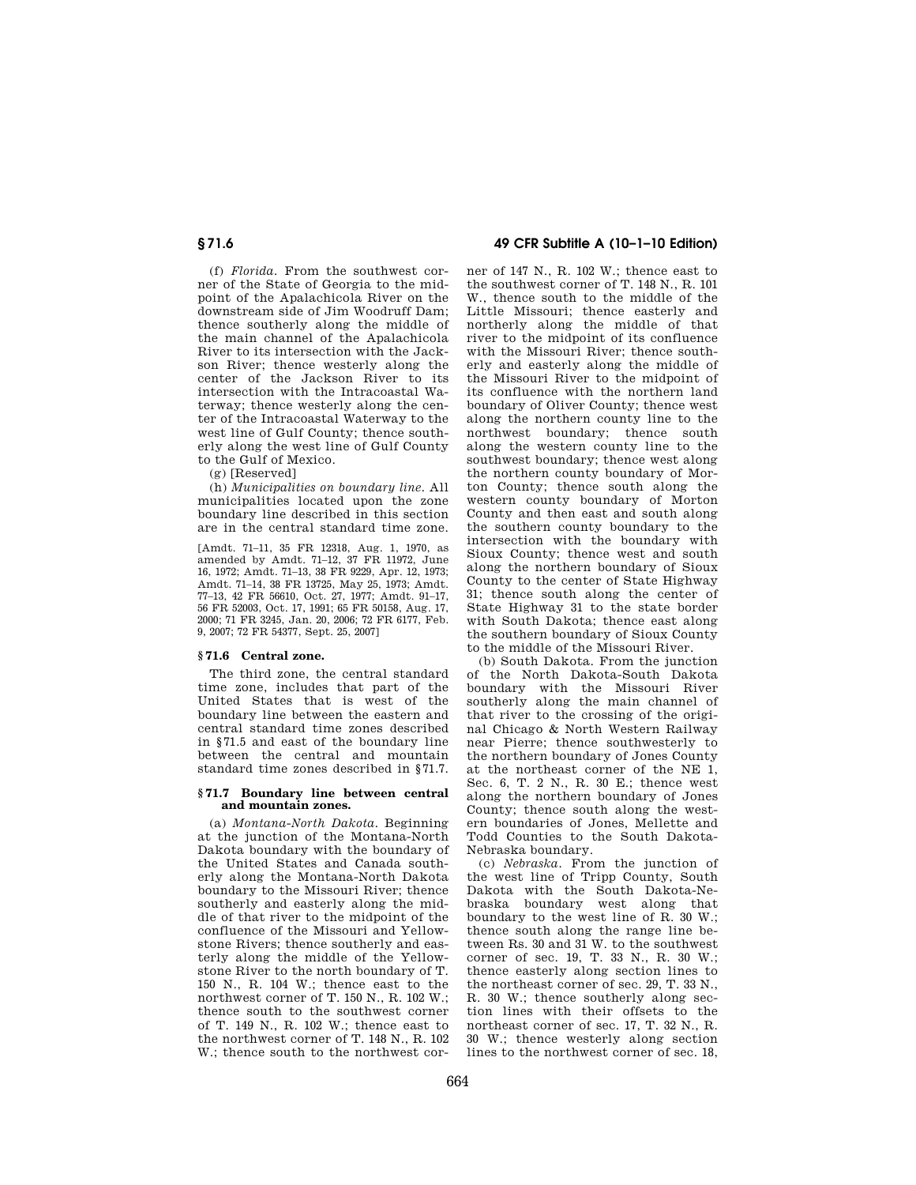(f) *Florida.* From the southwest corner of the State of Georgia to the midpoint of the Apalachicola River on the downstream side of Jim Woodruff Dam; thence southerly along the middle of the main channel of the Apalachicola River to its intersection with the Jackson River; thence westerly along the center of the Jackson River to its intersection with the Intracoastal Waterway; thence westerly along the center of the Intracoastal Waterway to the west line of Gulf County; thence southerly along the west line of Gulf County to the Gulf of Mexico.

(g) [Reserved]

(h) *Municipalities on boundary line.* All municipalities located upon the zone boundary line described in this section are in the central standard time zone.

[Amdt. 71–11, 35 FR 12318, Aug. 1, 1970, as amended by Amdt. 71–12, 37 FR 11972, June 16, 1972; Amdt. 71–13, 38 FR 9229, Apr. 12, 1973; Amdt. 71–14, 38 FR 13725, May 25, 1973; Amdt. 77–13, 42 FR 56610, Oct. 27, 1977; Amdt. 91–17, 56 FR 52003, Oct. 17, 1991; 65 FR 50158, Aug. 17, 2000; 71 FR 3245, Jan. 20, 2006; 72 FR 6177, Feb. 9, 2007; 72 FR 54377, Sept. 25, 2007]

### § 71.6 Central zone.

The third zone, the central standard time zone, includes that part of the United States that is west of the boundary line between the eastern and central standard time zones described in §71.5 and east of the boundary line between the central and mountain standard time zones described in §71.7.

### § 71.7 Boundary line between central and mountain zones.

(a) *Montana-North Dakota.* Beginning at the junction of the Montana-North Dakota boundary with the boundary of the United States and Canada southerly along the Montana-North Dakota boundary to the Missouri River; thence southerly and easterly along the middle of that river to the midpoint of the confluence of the Missouri and Yellowstone Rivers; thence southerly and easterly along the middle of the Yellowstone River to the north boundary of T. 150 N., R. 104 W.; thence east to the northwest corner of T. 150 N., R. 102 W.; thence south to the southwest corner of T. 149 N., R. 102 W.; thence east to the northwest corner of T. 148 N., R. 102 W.; thence south to the northwest corner of 147 N., R. 102 W.; thence east to the southwest corner of T. 148 N., R. 101 W., thence south to the middle of the Little Missouri; thence easterly and northerly along the middle of that river to the midpoint of its confluence with the Missouri River; thence southerly and easterly along the middle of the Missouri River to the midpoint of its confluence with the northern land boundary of Oliver County; thence west along the northern county line to the northwest boundary; thence south along the western county line to the southwest boundary; thence west along the northern county boundary of Morton County; thence south along the western county boundary of Morton County and then east and south along the southern county boundary to the intersection with the boundary with Sioux County; thence west and south along the northern boundary of Sioux County to the center of State Highway 31; thence south along the center of State Highway 31 to the state border with South Dakota; thence east along the southern boundary of Sioux County to the middle of the Missouri River.

(b) South Dakota. From the junction of the North Dakota-South Dakota boundary with the Missouri River southerly along the main channel of that river to the crossing of the original Chicago & North Western Railway near Pierre; thence southwesterly to the northern boundary of Jones County at the northeast corner of the NE 1, Sec. 6, T. 2 N., R. 30 E.; thence west along the northern boundary of Jones County; thence south along the western boundaries of Jones, Mellette and Todd Counties to the South Dakota-Nebraska boundary.

(c) *Nebraska.* From the junction of the west line of Tripp County, South Dakota with the South Dakota-Nebraska boundary west along that boundary to the west line of R. 30 W.; thence south along the range line between Rs. 30 and 31 W. to the southwest corner of sec. 19, T. 33 N., R. 30 W.; thence easterly along section lines to the northeast corner of sec. 29, T. 33 N., R. 30 W.; thence southerly along section lines with their offsets to the northeast corner of sec. 17, T. 32 N., R. 30 W.; thence westerly along section lines to the northwest corner of sec. 18,